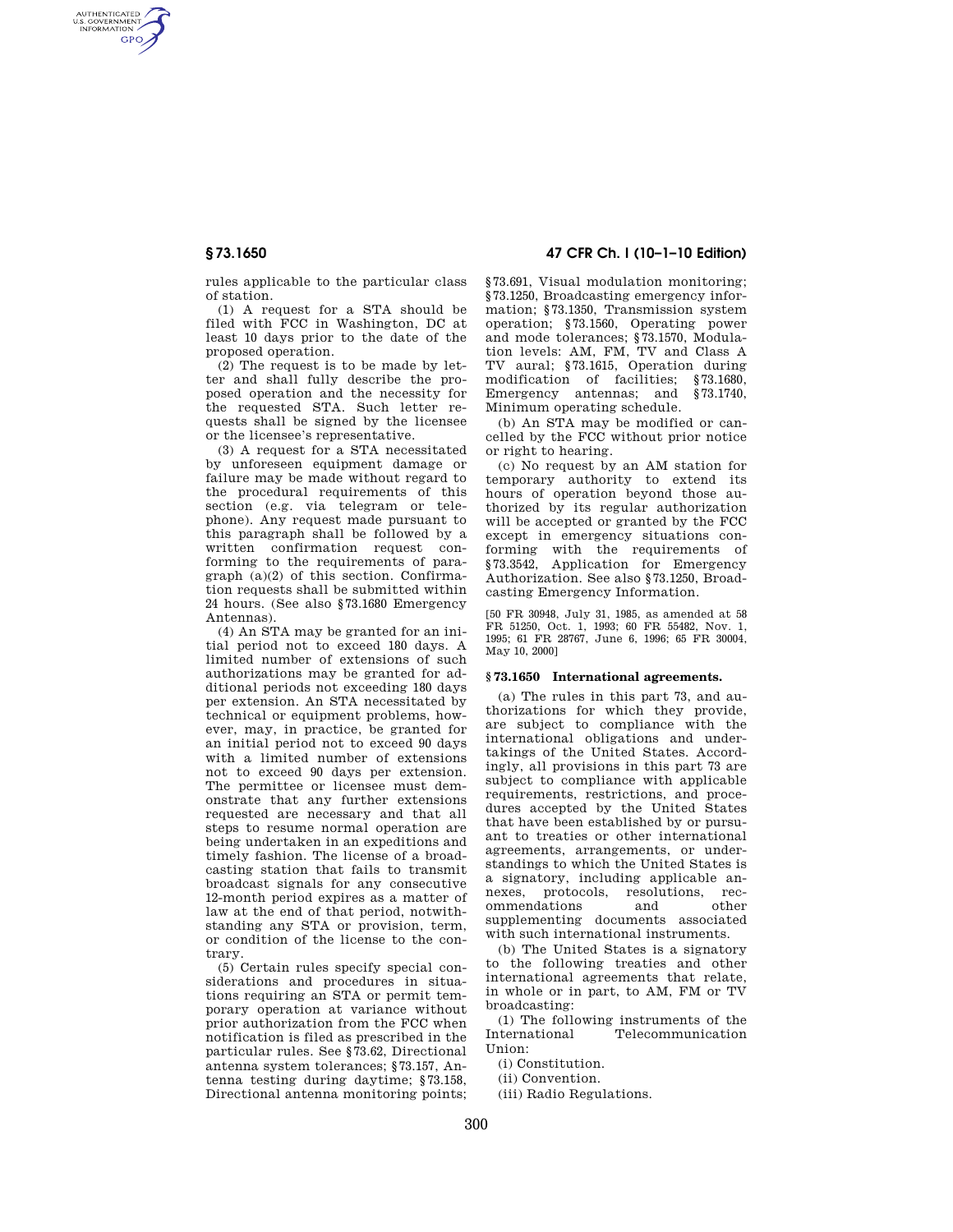rules applicable to the particular class of station.

(1) A request for a STA should be filed with FCC in Washington, DC at least 10 days prior to the date of the proposed operation.

(2) The request is to be made by letter and shall fully describe the proposed operation and the necessity for the requested STA. Such letter requests shall be signed by the licensee or the licensee's representative.

(3) A request for a STA necessitated by unforeseen equipment damage or failure may be made without regard to the procedural requirements of this section (e.g. via telegram or telephone). Any request made pursuant to this paragraph shall be followed by a written confirmation request conforming to the requirements of paragraph (a)(2) of this section. Confirmation requests shall be submitted within 24 hours. (See also §73.1680 Emergency Antennas).

(4) An STA may be granted for an initial period not to exceed 180 days. A limited number of extensions of such authorizations may be granted for additional periods not exceeding 180 days per extension. An STA necessitated by technical or equipment problems, however, may, in practice, be granted for an initial period not to exceed 90 days with a limited number of extensions not to exceed 90 days per extension. The permittee or licensee must demonstrate that any further extensions requested are necessary and that all steps to resume normal operation are being undertaken in an expeditions and timely fashion. The license of a broadcasting station that fails to transmit broadcast signals for any consecutive 12-month period expires as a matter of law at the end of that period, notwithstanding any STA or provision, term, or condition of the license to the contrary.

(5) Certain rules specify special considerations and procedures in situations requiring an STA or permit temporary operation at variance without prior authorization from the FCC when notification is filed as prescribed in the particular rules. See §73.62, Directional antenna system tolerances; §73.157, Antenna testing during daytime; §73.158, Directional antenna monitoring points; §73.691, Visual modulation monitoring; §73.1250, Broadcasting emergency information; §73.1350, Transmission system operation; §73.1560, Operating power and mode tolerances; §73.1570, Modulation levels: AM, FM, TV and Class A TV aural; §73.1615, Operation during modification of facilities; §73.1680, Emergency antennas; and §73.1740, Minimum operating schedule.

(b) An STA may be modified or cancelled by the FCC without prior notice or right to hearing.

(c) No request by an AM station for temporary authority to extend its hours of operation beyond those authorized by its regular authorization will be accepted or granted by the FCC except in emergency situations conforming with the requirements of §73.3542, Application for Emergency Authorization. See also §73.1250, Broadcasting Emergency Information.

[50 FR 30948, July 31, 1985, as amended at 58 FR 51250, Oct. 1, 1993; 60 FR 55482, Nov. 1, 1995; 61 FR 28767, June 6, 1996; 65 FR 30004, May 10, 2000]

### § 73.1650 International agreements.

(a) The rules in this part 73, and authorizations for which they provide, are subject to compliance with the international obligations and undertakings of the United States. Accordingly, all provisions in this part 73 are subject to compliance with applicable requirements, restrictions, and procedures accepted by the United States that have been established by or pursuant to treaties or other international agreements, arrangements, or understandings to which the United States is a signatory, including applicable annexes, protocols, resolutions, recommendations and other supplementing documents associated with such international instruments.

(b) The United States is a signatory to the following treaties and other international agreements that relate, in whole or in part, to AM, FM or TV broadcasting:

(1) The following instruments of the International Telecommunication Union:

(i) Constitution.

(ii) Convention.

(iii) Radio Regulations.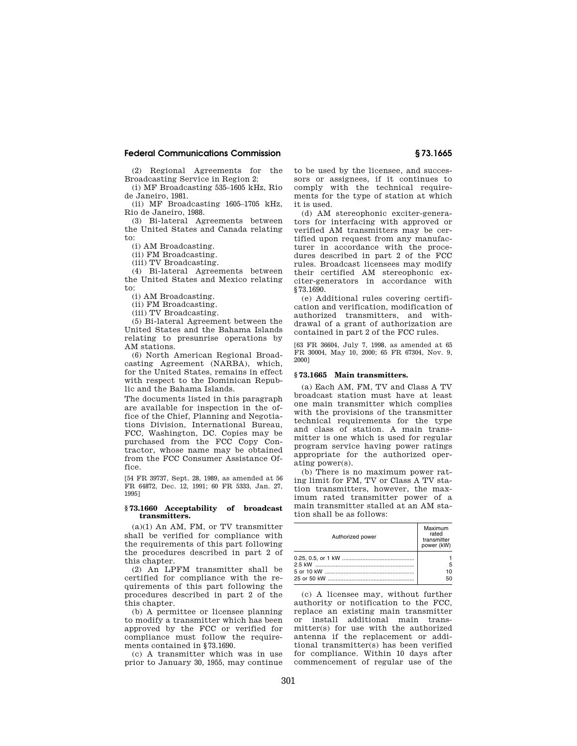(2) Regional Agreements for the Broadcasting Service in Region 2:

(i) MF Broadcasting 535–1605 kHz, Rio de Janeiro, 1981.

(ii) MF Broadcasting 1605–1705 kHz, Rio de Janeiro, 1988.

(3) Bi-lateral Agreements between the United States and Canada relating to:

(i) AM Broadcasting.

(ii) FM Broadcasting.

(iii) TV Broadcasting.

(4) Bi-lateral Agreements between the United States and Mexico relating to:

(i) AM Broadcasting.

(ii) FM Broadcasting.

(iii) TV Broadcasting.

(5) Bi-lateral Agreement between the United States and the Bahama Islands relating to presunrise operations by AM stations.

(6) North American Regional Broadcasting Agreement (NARBA), which, for the United States, remains in effect with respect to the Dominican Republic and the Bahama Islands.

The documents listed in this paragraph are available for inspection in the office of the Chief, Planning and Negotiations Division, International Bureau, FCC, Washington, DC. Copies may be purchased from the FCC Copy Contractor, whose name may be obtained from the FCC Consumer Assistance Office.

[54 FR 39737, Sept. 28, 1989, as amended at 56 FR 64872, Dec. 12, 1991; 60 FR 5333, Jan. 27, 1995]

## § 73.1660 Acceptability of broadcast transmitters.

(a)(1) An AM, FM, or TV transmitter shall be verified for compliance with the requirements of this part following the procedures described in part 2 of this chapter.

(2) An LPFM transmitter shall be certified for compliance with the requirements of this part following the procedures described in part 2 of the this chapter.

(b) A permittee or licensee planning to modify a transmitter which has been approved by the FCC or verified for compliance must follow the requirements contained in §73.1690.

(c) A transmitter which was in use prior to January 30, 1955, may continue to be used by the licensee, and successors or assignees, if it continues to comply with the technical requirements for the type of station at which it is used.

(d) AM stereophonic exciter-generators for interfacing with approved or verified AM transmitters may be certified upon request from any manufacturer in accordance with the procedures described in part 2 of the FCC rules. Broadcast licensees may modify their certified AM stereophonic exciter-generators in accordance with §73.1690.

(e) Additional rules covering certification and verification, modification of authorized transmitters, and withdrawal of a grant of authorization are contained in part 2 of the FCC rules.

[63 FR 36604, July 7, 1998, as amended at 65 FR 30004, May 10, 2000; 65 FR 67304, Nov. 9, 2000]

## § 73.1665 Main transmitters.

(a) Each AM, FM, TV and Class A TV broadcast station must have at least one main transmitter which complies with the provisions of the transmitter technical requirements for the type and class of station. A main transmitter is one which is used for regular program service having power ratings appropriate for the authorized operating power(s).

(b) There is no maximum power rating limit for FM, TV or Class A TV station transmitters, however, the maximum rated transmitter power of a main transmitter stalled at an AM station shall be as follows:

| Authorized power | Maximum rated transmitter power (kW) |
|---|---|
| 0.25, 0.5, or 1 kW | 1 |
| 2.5 kW | 5 |
| 5 or 10 kW | 10 |
| 25 or 50 kW | 50 |

(c) A licensee may, without further authority or notification to the FCC, replace an existing main transmitter or install additional main transmitter(s) for use with the authorized antenna if the replacement or additional transmitter(s) has been verified for compliance. Within 10 days after commencement of regular use of the